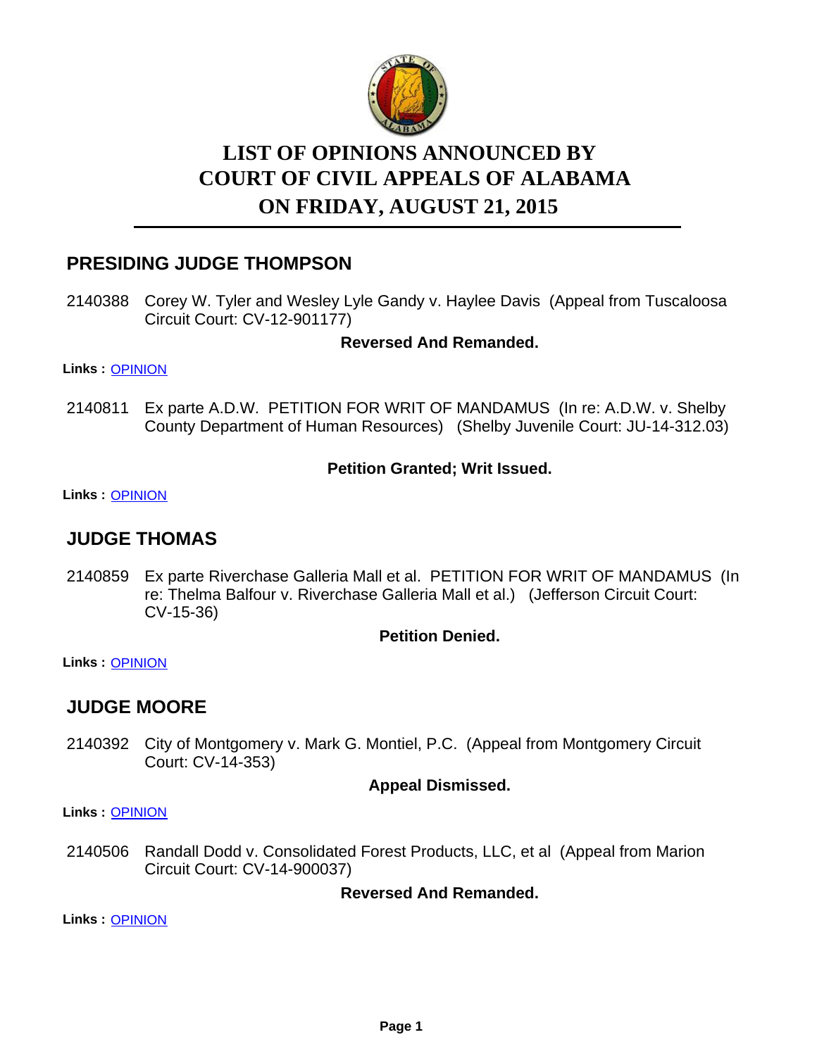# LIST OF OPINIONS ANNOUNCED BY COURT OF CIVIL APPEALS OF ALABAMA ON FRIDAY, AUGUST 21, 2015

## PRESIDING JUDGE THOMPSON

2140388 Corey W. Tyler and Wesley Lyle Gandy v. Haylee Davis (Appeal from Tuscaloosa Circuit Court: CV-12-901177)

**Reversed And Remanded.**

**Links :** OPINION

2140811 Ex parte A.D.W. PETITION FOR WRIT OF MANDAMUS (In re: A.D.W. v. Shelby County Department of Human Resources) (Shelby Juvenile Court: JU-14-312.03)

**Petition Granted; Writ Issued.**

**Links :** OPINION

## JUDGE THOMAS

2140859 Ex parte Riverchase Galleria Mall et al. PETITION FOR WRIT OF MANDAMUS (In re: Thelma Balfour v. Riverchase Galleria Mall et al.) (Jefferson Circuit Court: CV-15-36)

**Petition Denied.**

**Links :** OPINION

## JUDGE MOORE

2140392 City of Montgomery v. Mark G. Montiel, P.C. (Appeal from Montgomery Circuit Court: CV-14-353)

**Appeal Dismissed.**

**Links :** OPINION

2140506 Randall Dodd v. Consolidated Forest Products, LLC, et al (Appeal from Marion Circuit Court: CV-14-900037)

**Reversed And Remanded.**

**Links :** OPINION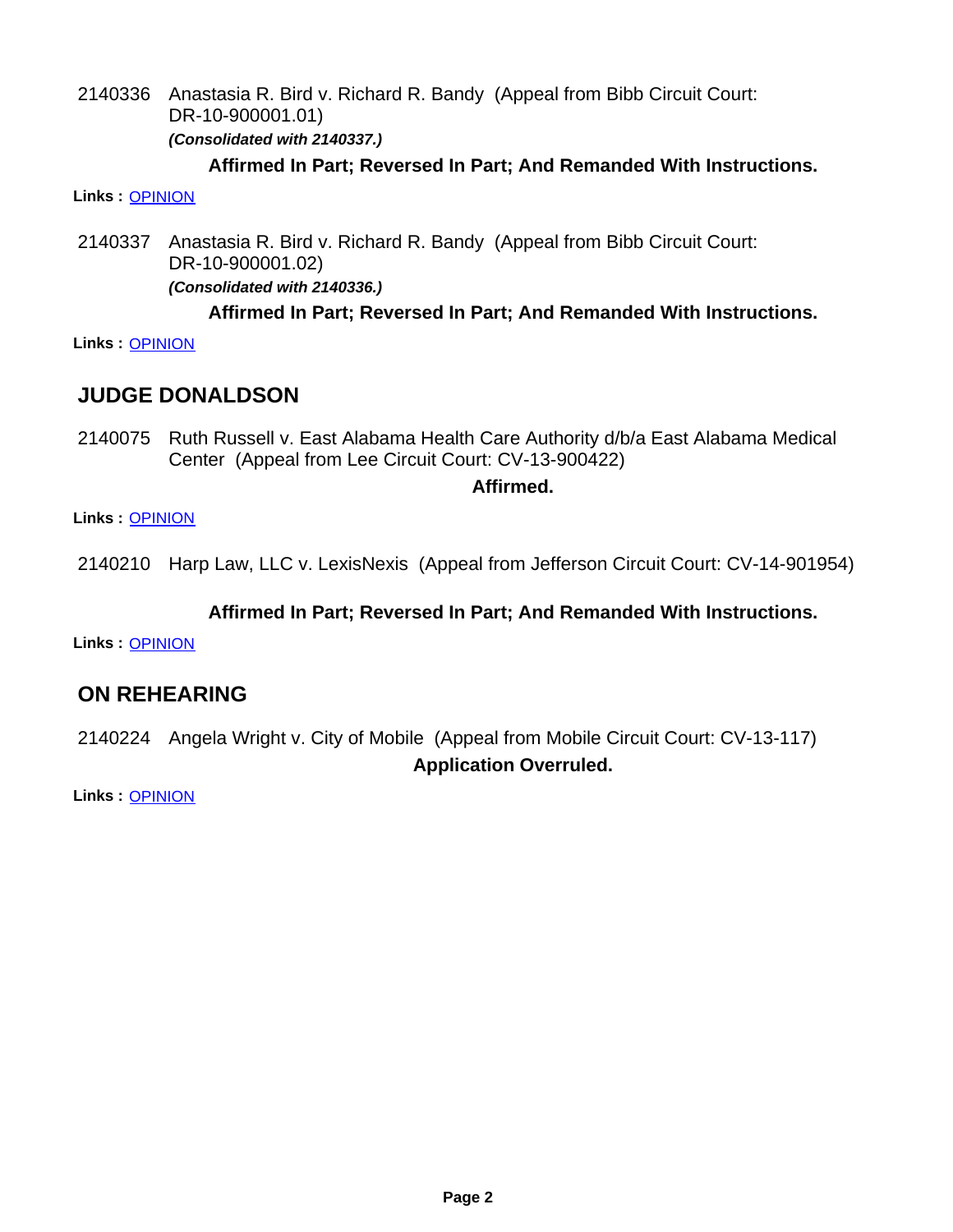2140336 Anastasia R. Bird v. Richard R. Bandy (Appeal from Bibb Circuit Court: DR-10-900001.01)
***(Consolidated with 2140337.)***

**Affirmed In Part; Reversed In Part; And Remanded With Instructions.**

**Links :** OPINION

2140337 Anastasia R. Bird v. Richard R. Bandy (Appeal from Bibb Circuit Court: DR-10-900001.02)
***(Consolidated with 2140336.)***

**Affirmed In Part; Reversed In Part; And Remanded With Instructions.**

**Links :** OPINION

## JUDGE DONALDSON

2140075 Ruth Russell v. East Alabama Health Care Authority d/b/a East Alabama Medical Center (Appeal from Lee Circuit Court: CV-13-900422)

**Affirmed.**

**Links :** OPINION

2140210 Harp Law, LLC v. LexisNexis (Appeal from Jefferson Circuit Court: CV-14-901954)

**Affirmed In Part; Reversed In Part; And Remanded With Instructions.**

**Links :** OPINION

## ON REHEARING

2140224 Angela Wright v. City of Mobile (Appeal from Mobile Circuit Court: CV-13-117)

**Application Overruled.**

**Links :** OPINION